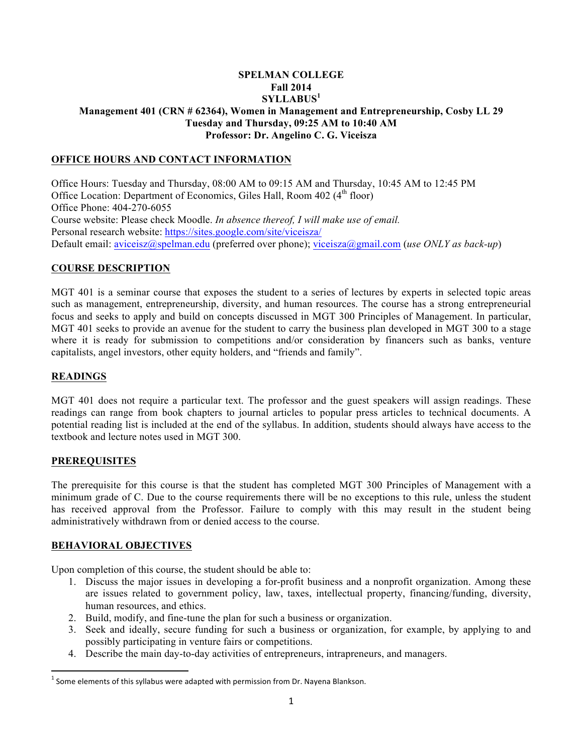**SPELMAN COLLEGE**
**Fall 2014**
**SYLLABUS[1]**
**Management 401 (CRN # 62364), Women in Management and Entrepreneurship, Cosby LL 29**
**Tuesday and Thursday, 09:25 AM to 10:40 AM**
**Professor: Dr. Angelino C. G. Viceisza**

## OFFICE HOURS AND CONTACT INFORMATION

Office Hours: Tuesday and Thursday, 08:00 AM to 09:15 AM and Thursday, 10:45 AM to 12:45 PM
Office Location: Department of Economics, Giles Hall, Room 402 (4th floor)
Office Phone: 404-270-6055
Course website: Please check Moodle. *In absence thereof, I will make use of email.*
Personal research website: https://sites.google.com/site/viceisza/
Default email: aviceisz@spelman.edu (preferred over phone); viceisza@gmail.com (*use ONLY as back-up*)

## COURSE DESCRIPTION

MGT 401 is a seminar course that exposes the student to a series of lectures by experts in selected topic areas such as management, entrepreneurship, diversity, and human resources. The course has a strong entrepreneurial focus and seeks to apply and build on concepts discussed in MGT 300 Principles of Management. In particular, MGT 401 seeks to provide an avenue for the student to carry the business plan developed in MGT 300 to a stage where it is ready for submission to competitions and/or consideration by financers such as banks, venture capitalists, angel investors, other equity holders, and "friends and family".

## READINGS

MGT 401 does not require a particular text. The professor and the guest speakers will assign readings. These readings can range from book chapters to journal articles to popular press articles to technical documents. A potential reading list is included at the end of the syllabus. In addition, students should always have access to the textbook and lecture notes used in MGT 300.

## PREREQUISITES

The prerequisite for this course is that the student has completed MGT 300 Principles of Management with a minimum grade of C. Due to the course requirements there will be no exceptions to this rule, unless the student has received approval from the Professor. Failure to comply with this may result in the student being administratively withdrawn from or denied access to the course.

## BEHAVIORAL OBJECTIVES

Upon completion of this course, the student should be able to:

1. Discuss the major issues in developing a for-profit business and a nonprofit organization. Among these are issues related to government policy, law, taxes, intellectual property, financing/funding, diversity, human resources, and ethics.
2. Build, modify, and fine-tune the plan for such a business or organization.
3. Seek and ideally, secure funding for such a business or organization, for example, by applying to and possibly participating in venture fairs or competitions.
4. Describe the main day-to-day activities of entrepreneurs, intrapreneurs, and managers.

[1] Some elements of this syllabus were adapted with permission from Dr. Nayena Blankson.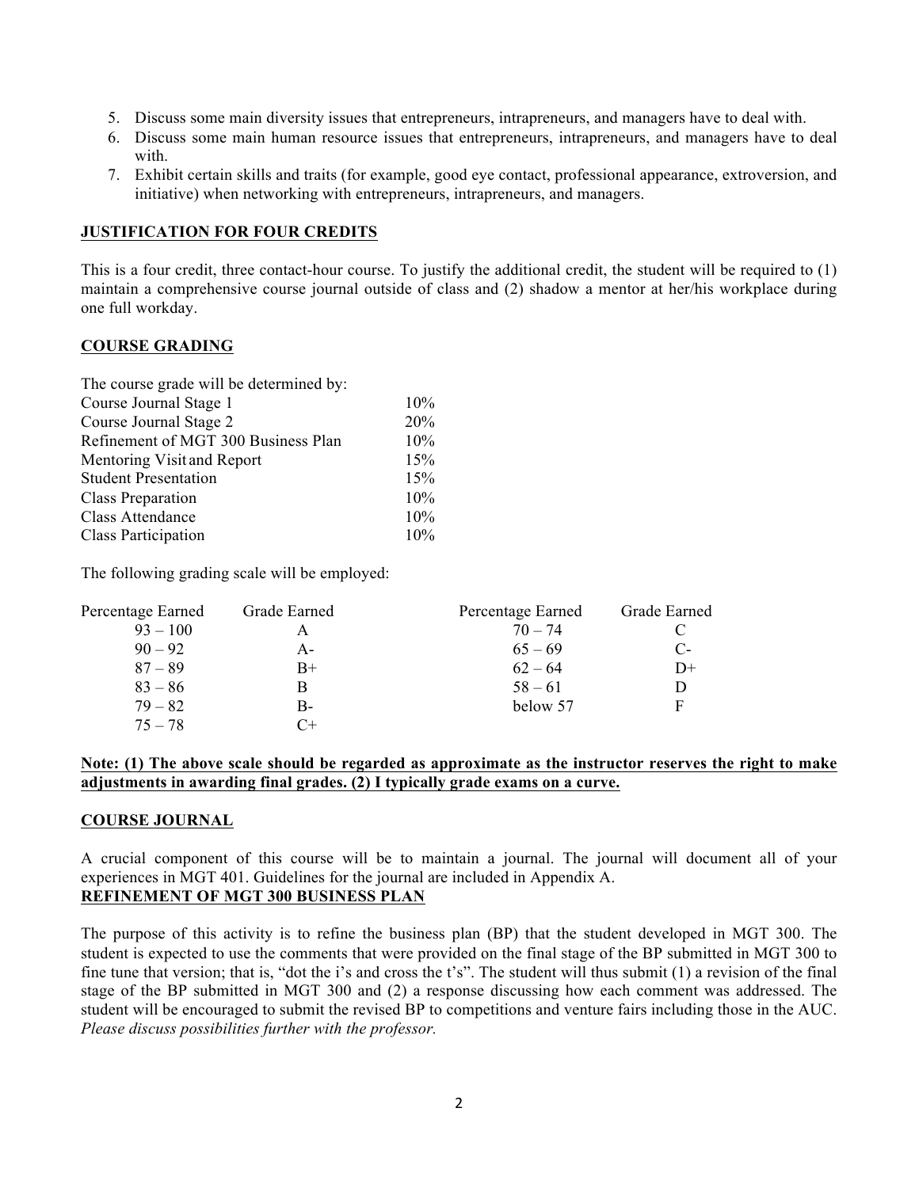5. Discuss some main diversity issues that entrepreneurs, intrapreneurs, and managers have to deal with.
6. Discuss some main human resource issues that entrepreneurs, intrapreneurs, and managers have to deal with.
7. Exhibit certain skills and traits (for example, good eye contact, professional appearance, extroversion, and initiative) when networking with entrepreneurs, intrapreneurs, and managers.

## JUSTIFICATION FOR FOUR CREDITS

This is a four credit, three contact-hour course. To justify the additional credit, the student will be required to (1) maintain a comprehensive course journal outside of class and (2) shadow a mentor at her/his workplace during one full workday.

## COURSE GRADING

The course grade will be determined by:

| | |
|---|---|
| Course Journal Stage 1 | 10% |
| Course Journal Stage 2 | 20% |
| Refinement of MGT 300 Business Plan | 10% |
| Mentoring Visit and Report | 15% |
| Student Presentation | 15% |
| Class Preparation | 10% |
| Class Attendance | 10% |
| Class Participation | 10% |

The following grading scale will be employed:

| Percentage Earned | Grade Earned | Percentage Earned | Grade Earned |
|---|---|---|---|
| 93 – 100 | A | 70 – 74 | C |
| 90 – 92 | A- | 65 – 69 | C- |
| 87 – 89 | B+ | 62 – 64 | D+ |
| 83 – 86 | B | 58 – 61 | D |
| 79 – 82 | B- | below 57 | F |
| 75 – 78 | C+ | | |

**Note: (1) The above scale should be regarded as approximate as the instructor reserves the right to make adjustments in awarding final grades. (2) I typically grade exams on a curve.**

## COURSE JOURNAL

A crucial component of this course will be to maintain a journal. The journal will document all of your experiences in MGT 401. Guidelines for the journal are included in Appendix A.

## REFINEMENT OF MGT 300 BUSINESS PLAN

The purpose of this activity is to refine the business plan (BP) that the student developed in MGT 300. The student is expected to use the comments that were provided on the final stage of the BP submitted in MGT 300 to fine tune that version; that is, "dot the i's and cross the t's". The student will thus submit (1) a revision of the final stage of the BP submitted in MGT 300 and (2) a response discussing how each comment was addressed. The student will be encouraged to submit the revised BP to competitions and venture fairs including those in the AUC. *Please discuss possibilities further with the professor.*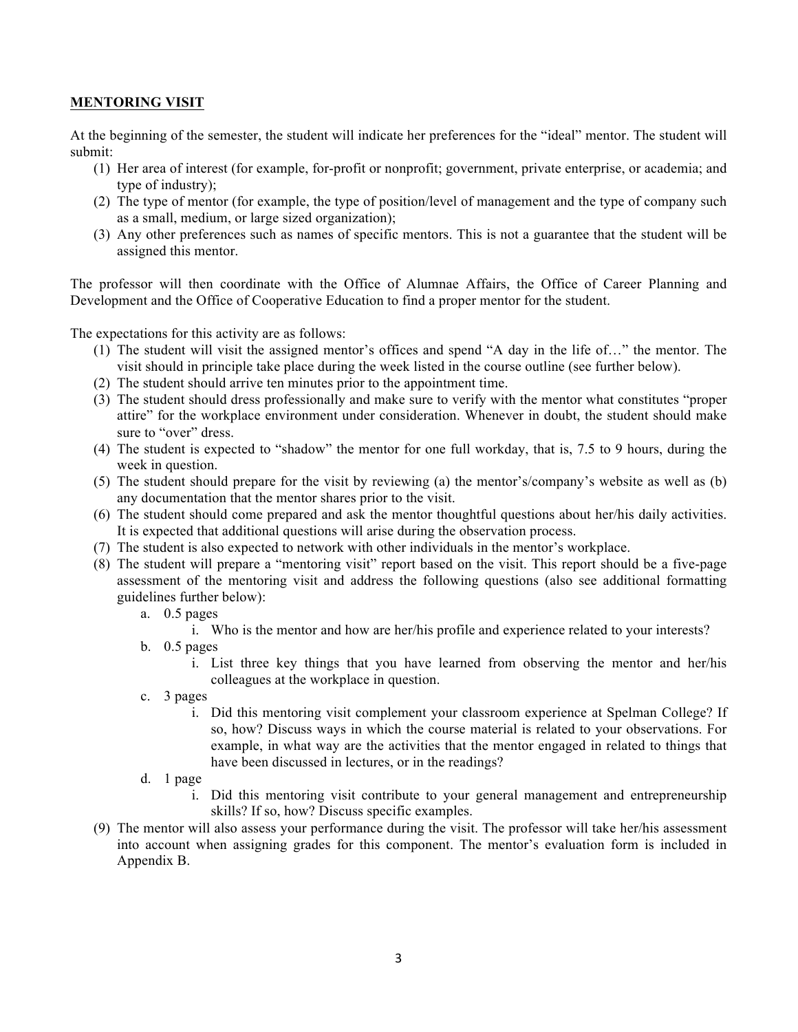## MENTORING VISIT

At the beginning of the semester, the student will indicate her preferences for the "ideal" mentor. The student will submit:

1. Her area of interest (for example, for-profit or nonprofit; government, private enterprise, or academia; and type of industry);
2. The type of mentor (for example, the type of position/level of management and the type of company such as a small, medium, or large sized organization);
3. Any other preferences such as names of specific mentors. This is not a guarantee that the student will be assigned this mentor.

The professor will then coordinate with the Office of Alumnae Affairs, the Office of Career Planning and Development and the Office of Cooperative Education to find a proper mentor for the student.

The expectations for this activity are as follows:

1. The student will visit the assigned mentor's offices and spend "A day in the life of…" the mentor. The visit should in principle take place during the week listed in the course outline (see further below).
2. The student should arrive ten minutes prior to the appointment time.
3. The student should dress professionally and make sure to verify with the mentor what constitutes "proper attire" for the workplace environment under consideration. Whenever in doubt, the student should make sure to "over" dress.
4. The student is expected to "shadow" the mentor for one full workday, that is, 7.5 to 9 hours, during the week in question.
5. The student should prepare for the visit by reviewing (a) the mentor's/company's website as well as (b) any documentation that the mentor shares prior to the visit.
6. The student should come prepared and ask the mentor thoughtful questions about her/his daily activities. It is expected that additional questions will arise during the observation process.
7. The student is also expected to network with other individuals in the mentor's workplace.
8. The student will prepare a "mentoring visit" report based on the visit. This report should be a five-page assessment of the mentoring visit and address the following questions (also see additional formatting guidelines further below):
   a. 0.5 pages
      i. Who is the mentor and how are her/his profile and experience related to your interests?
   b. 0.5 pages
      i. List three key things that you have learned from observing the mentor and her/his colleagues at the workplace in question.
   c. 3 pages
      i. Did this mentoring visit complement your classroom experience at Spelman College? If so, how? Discuss ways in which the course material is related to your observations. For example, in what way are the activities that the mentor engaged in related to things that have been discussed in lectures, or in the readings?
   d. 1 page
      i. Did this mentoring visit contribute to your general management and entrepreneurship skills? If so, how? Discuss specific examples.
9. The mentor will also assess your performance during the visit. The professor will take her/his assessment into account when assigning grades for this component. The mentor's evaluation form is included in Appendix B.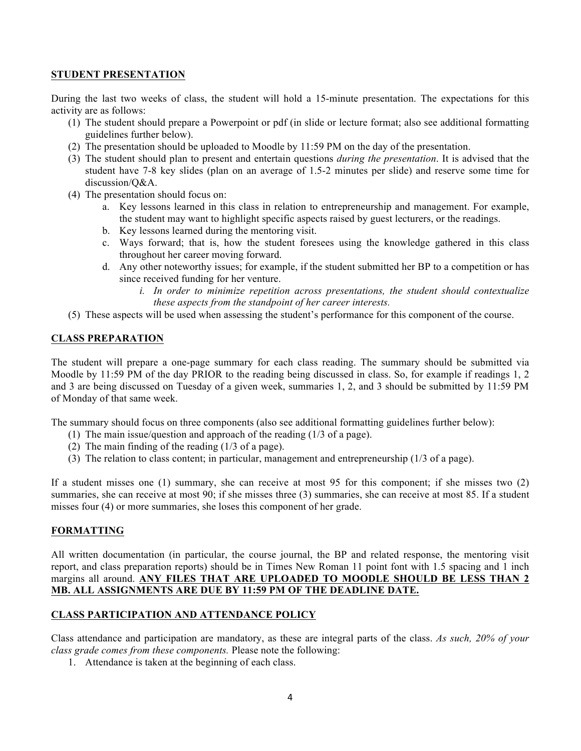## STUDENT PRESENTATION

During the last two weeks of class, the student will hold a 15-minute presentation. The expectations for this activity are as follows:

(1) The student should prepare a Powerpoint or pdf (in slide or lecture format; also see additional formatting guidelines further below).
(2) The presentation should be uploaded to Moodle by 11:59 PM on the day of the presentation.
(3) The student should plan to present and entertain questions *during the presentation*. It is advised that the student have 7-8 key slides (plan on an average of 1.5-2 minutes per slide) and reserve some time for discussion/Q&A.
(4) The presentation should focus on:
    a. Key lessons learned in this class in relation to entrepreneurship and management. For example, the student may want to highlight specific aspects raised by guest lecturers, or the readings.
    b. Key lessons learned during the mentoring visit.
    c. Ways forward; that is, how the student foresees using the knowledge gathered in this class throughout her career moving forward.
    d. Any other noteworthy issues; for example, if the student submitted her BP to a competition or has since received funding for her venture.
        i. *In order to minimize repetition across presentations, the student should contextualize these aspects from the standpoint of her career interests.*
(5) These aspects will be used when assessing the student's performance for this component of the course.

## CLASS PREPARATION

The student will prepare a one-page summary for each class reading. The summary should be submitted via Moodle by 11:59 PM of the day PRIOR to the reading being discussed in class. So, for example if readings 1, 2 and 3 are being discussed on Tuesday of a given week, summaries 1, 2, and 3 should be submitted by 11:59 PM of Monday of that same week.

The summary should focus on three components (also see additional formatting guidelines further below):

(1) The main issue/question and approach of the reading (1/3 of a page).
(2) The main finding of the reading (1/3 of a page).
(3) The relation to class content; in particular, management and entrepreneurship (1/3 of a page).

If a student misses one (1) summary, she can receive at most 95 for this component; if she misses two (2) summaries, she can receive at most 90; if she misses three (3) summaries, she can receive at most 85. If a student misses four (4) or more summaries, she loses this component of her grade.

## FORMATTING

All written documentation (in particular, the course journal, the BP and related response, the mentoring visit report, and class preparation reports) should be in Times New Roman 11 point font with 1.5 spacing and 1 inch margins all around. **ANY FILES THAT ARE UPLOADED TO MOODLE SHOULD BE LESS THAN 2 MB. ALL ASSIGNMENTS ARE DUE BY 11:59 PM OF THE DEADLINE DATE.**

## CLASS PARTICIPATION AND ATTENDANCE POLICY

Class attendance and participation are mandatory, as these are integral parts of the class. *As such, 20% of your class grade comes from these components.* Please note the following:

1. Attendance is taken at the beginning of each class.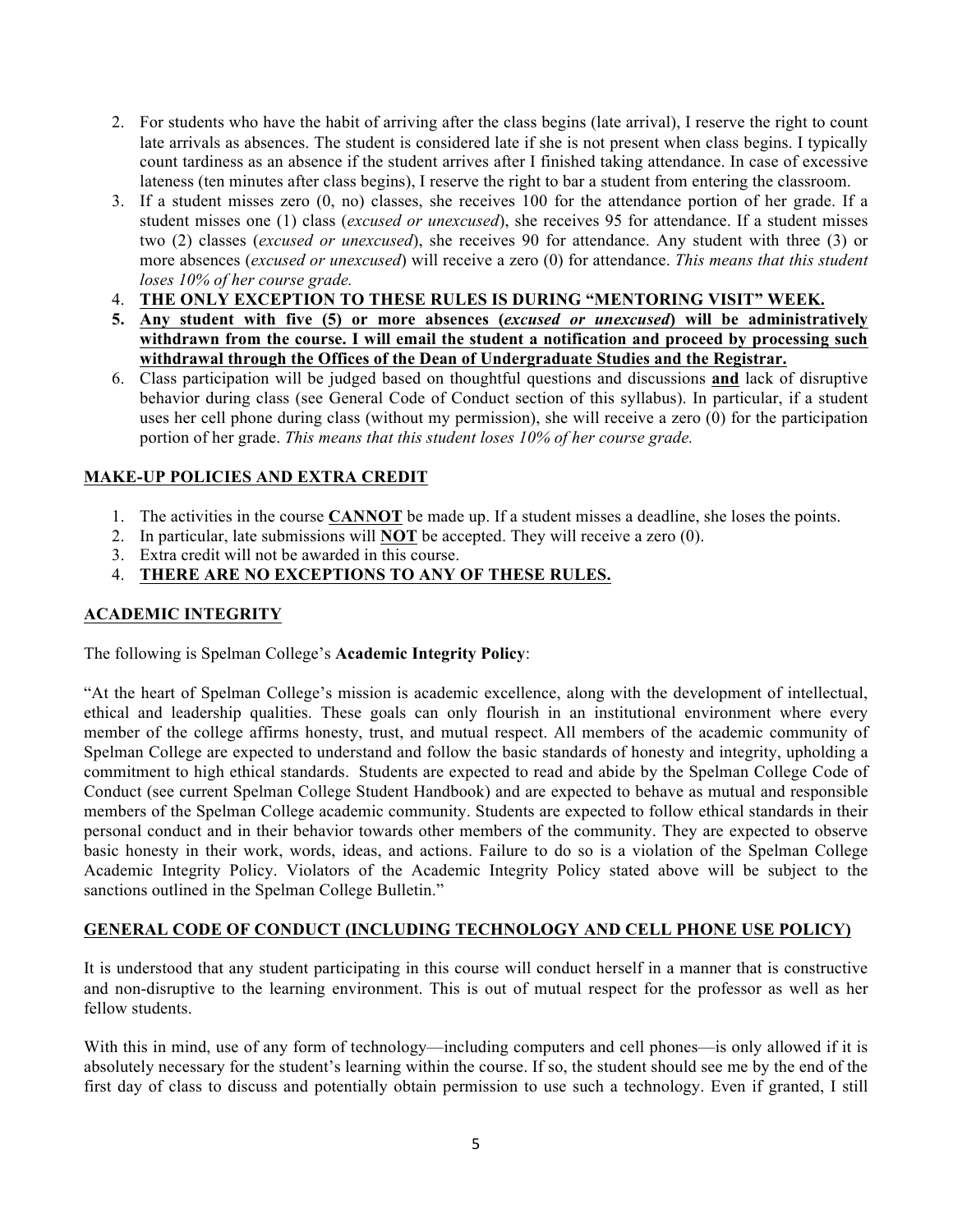2. For students who have the habit of arriving after the class begins (late arrival), I reserve the right to count late arrivals as absences. The student is considered late if she is not present when class begins. I typically count tardiness as an absence if the student arrives after I finished taking attendance. In case of excessive lateness (ten minutes after class begins), I reserve the right to bar a student from entering the classroom.
3. If a student misses zero (0, no) classes, she receives 100 for the attendance portion of her grade. If a student misses one (1) class (*excused or unexcused*), she receives 95 for attendance. If a student misses two (2) classes (*excused or unexcused*), she receives 90 for attendance. Any student with three (3) or more absences (*excused or unexcused*) will receive a zero (0) for attendance. *This means that this student loses 10% of her course grade.*
4. <u>**THE ONLY EXCEPTION TO THESE RULES IS DURING "MENTORING VISIT" WEEK.**</u>
5. <u>**Any student with five (5) or more absences (*excused or unexcused*) will be administratively withdrawn from the course. I will email the student a notification and proceed by processing such withdrawal through the Offices of the Dean of Undergraduate Studies and the Registrar.**</u>
6. Class participation will be judged based on thoughtful questions and discussions <u>**and**</u> lack of disruptive behavior during class (see General Code of Conduct section of this syllabus). In particular, if a student uses her cell phone during class (without my permission), she will receive a zero (0) for the participation portion of her grade. *This means that this student loses 10% of her course grade.*

## <u>MAKE-UP POLICIES AND EXTRA CREDIT</u>

1. The activities in the course <u>**CANNOT**</u> be made up. If a student misses a deadline, she loses the points.
2. In particular, late submissions will <u>**NOT**</u> be accepted. They will receive a zero (0).
3. Extra credit will not be awarded in this course.
4. <u>**THERE ARE NO EXCEPTIONS TO ANY OF THESE RULES.**</u>

## <u>ACADEMIC INTEGRITY</u>

The following is Spelman College's **Academic Integrity Policy**:

"At the heart of Spelman College's mission is academic excellence, along with the development of intellectual, ethical and leadership qualities. These goals can only flourish in an institutional environment where every member of the college affirms honesty, trust, and mutual respect. All members of the academic community of Spelman College are expected to understand and follow the basic standards of honesty and integrity, upholding a commitment to high ethical standards. Students are expected to read and abide by the Spelman College Code of Conduct (see current Spelman College Student Handbook) and are expected to behave as mutual and responsible members of the Spelman College academic community. Students are expected to follow ethical standards in their personal conduct and in their behavior towards other members of the community. They are expected to observe basic honesty in their work, words, ideas, and actions. Failure to do so is a violation of the Spelman College Academic Integrity Policy. Violators of the Academic Integrity Policy stated above will be subject to the sanctions outlined in the Spelman College Bulletin."

## <u>GENERAL CODE OF CONDUCT (INCLUDING TECHNOLOGY AND CELL PHONE USE POLICY)</u>

It is understood that any student participating in this course will conduct herself in a manner that is constructive and non-disruptive to the learning environment. This is out of mutual respect for the professor as well as her fellow students.

With this in mind, use of any form of technology—including computers and cell phones—is only allowed if it is absolutely necessary for the student's learning within the course. If so, the student should see me by the end of the first day of class to discuss and potentially obtain permission to use such a technology. Even if granted, I still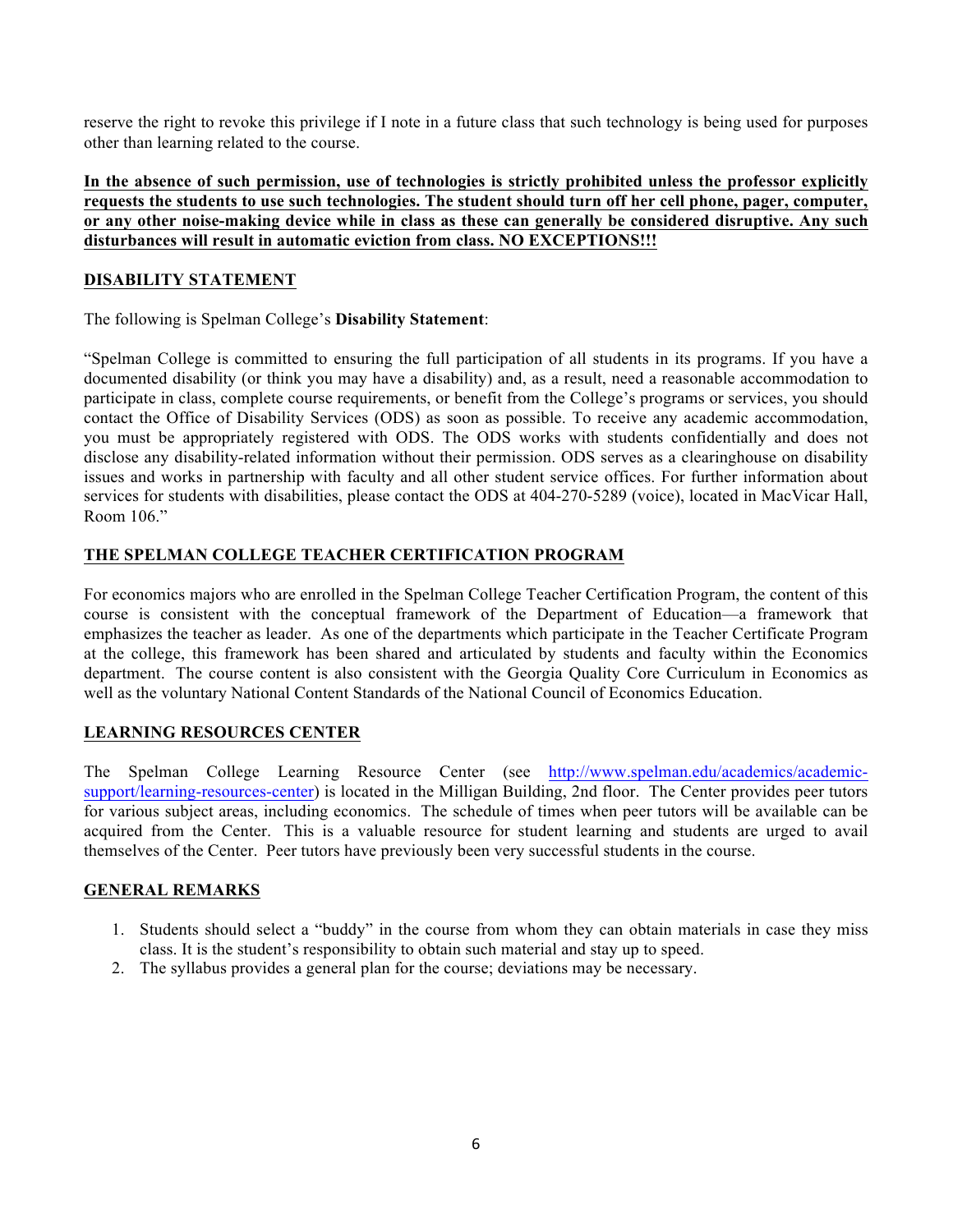reserve the right to revoke this privilege if I note in a future class that such technology is being used for purposes other than learning related to the course.

**In the absence of such permission, use of technologies is strictly prohibited unless the professor explicitly requests the students to use such technologies. The student should turn off her cell phone, pager, computer, or any other noise-making device while in class as these can generally be considered disruptive. Any such disturbances will result in automatic eviction from class. NO EXCEPTIONS!!!**

## DISABILITY STATEMENT

The following is Spelman College's **Disability Statement**:

"Spelman College is committed to ensuring the full participation of all students in its programs. If you have a documented disability (or think you may have a disability) and, as a result, need a reasonable accommodation to participate in class, complete course requirements, or benefit from the College's programs or services, you should contact the Office of Disability Services (ODS) as soon as possible. To receive any academic accommodation, you must be appropriately registered with ODS. The ODS works with students confidentially and does not disclose any disability-related information without their permission. ODS serves as a clearinghouse on disability issues and works in partnership with faculty and all other student service offices. For further information about services for students with disabilities, please contact the ODS at 404-270-5289 (voice), located in MacVicar Hall, Room 106."

## THE SPELMAN COLLEGE TEACHER CERTIFICATION PROGRAM

For economics majors who are enrolled in the Spelman College Teacher Certification Program, the content of this course is consistent with the conceptual framework of the Department of Education—a framework that emphasizes the teacher as leader. As one of the departments which participate in the Teacher Certificate Program at the college, this framework has been shared and articulated by students and faculty within the Economics department. The course content is also consistent with the Georgia Quality Core Curriculum in Economics as well as the voluntary National Content Standards of the National Council of Economics Education.

## LEARNING RESOURCES CENTER

The Spelman College Learning Resource Center (see http://www.spelman.edu/academics/academic-support/learning-resources-center) is located in the Milligan Building, 2nd floor. The Center provides peer tutors for various subject areas, including economics. The schedule of times when peer tutors will be available can be acquired from the Center. This is a valuable resource for student learning and students are urged to avail themselves of the Center. Peer tutors have previously been very successful students in the course.

## GENERAL REMARKS

1. Students should select a "buddy" in the course from whom they can obtain materials in case they miss class. It is the student's responsibility to obtain such material and stay up to speed.
2. The syllabus provides a general plan for the course; deviations may be necessary.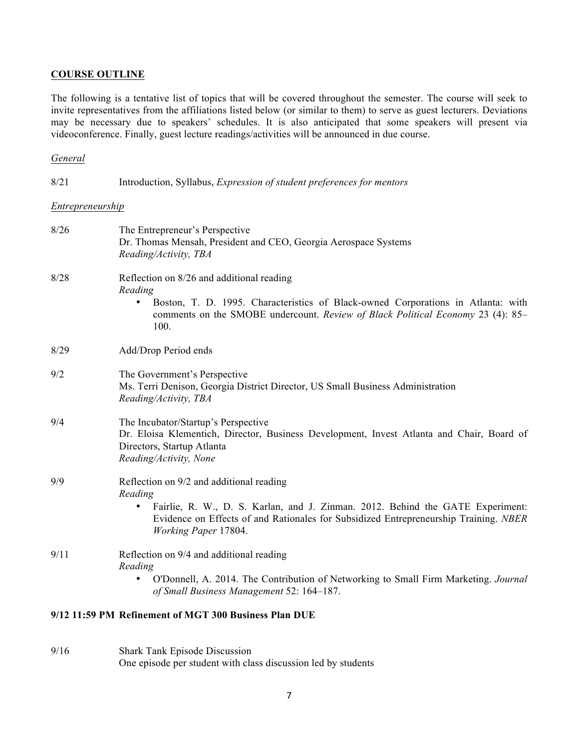## COURSE OUTLINE

The following is a tentative list of topics that will be covered throughout the semester. The course will seek to invite representatives from the affiliations listed below (or similar to them) to serve as guest lecturers. Deviations may be necessary due to speakers' schedules. It is also anticipated that some speakers will present via videoconference. Finally, guest lecture readings/activities will be announced in due course.

*General*

8/21 Introduction, Syllabus, *Expression of student preferences for mentors*

*Entrepreneurship*

8/26 The Entrepreneur's Perspective
Dr. Thomas Mensah, President and CEO, Georgia Aerospace Systems
*Reading/Activity, TBA*

8/28 Reflection on 8/26 and additional reading
*Reading*

- Boston, T. D. 1995. Characteristics of Black-owned Corporations in Atlanta: with comments on the SMOBE undercount. *Review of Black Political Economy* 23 (4): 85–100.

8/29 Add/Drop Period ends

9/2 The Government's Perspective
Ms. Terri Denison, Georgia District Director, US Small Business Administration
*Reading/Activity, TBA*

9/4 The Incubator/Startup's Perspective
Dr. Eloisa Klementich, Director, Business Development, Invest Atlanta and Chair, Board of Directors, Startup Atlanta
*Reading/Activity, None*

9/9 Reflection on 9/2 and additional reading
*Reading*

- Fairlie, R. W., D. S. Karlan, and J. Zinman. 2012. Behind the GATE Experiment: Evidence on Effects of and Rationales for Subsidized Entrepreneurship Training. *NBER Working Paper* 17804.

9/11 Reflection on 9/4 and additional reading
*Reading*

- O'Donnell, A. 2014. The Contribution of Networking to Small Firm Marketing. *Journal of Small Business Management* 52: 164–187.

**9/12 11:59 PM Refinement of MGT 300 Business Plan DUE**

9/16 Shark Tank Episode Discussion
One episode per student with class discussion led by students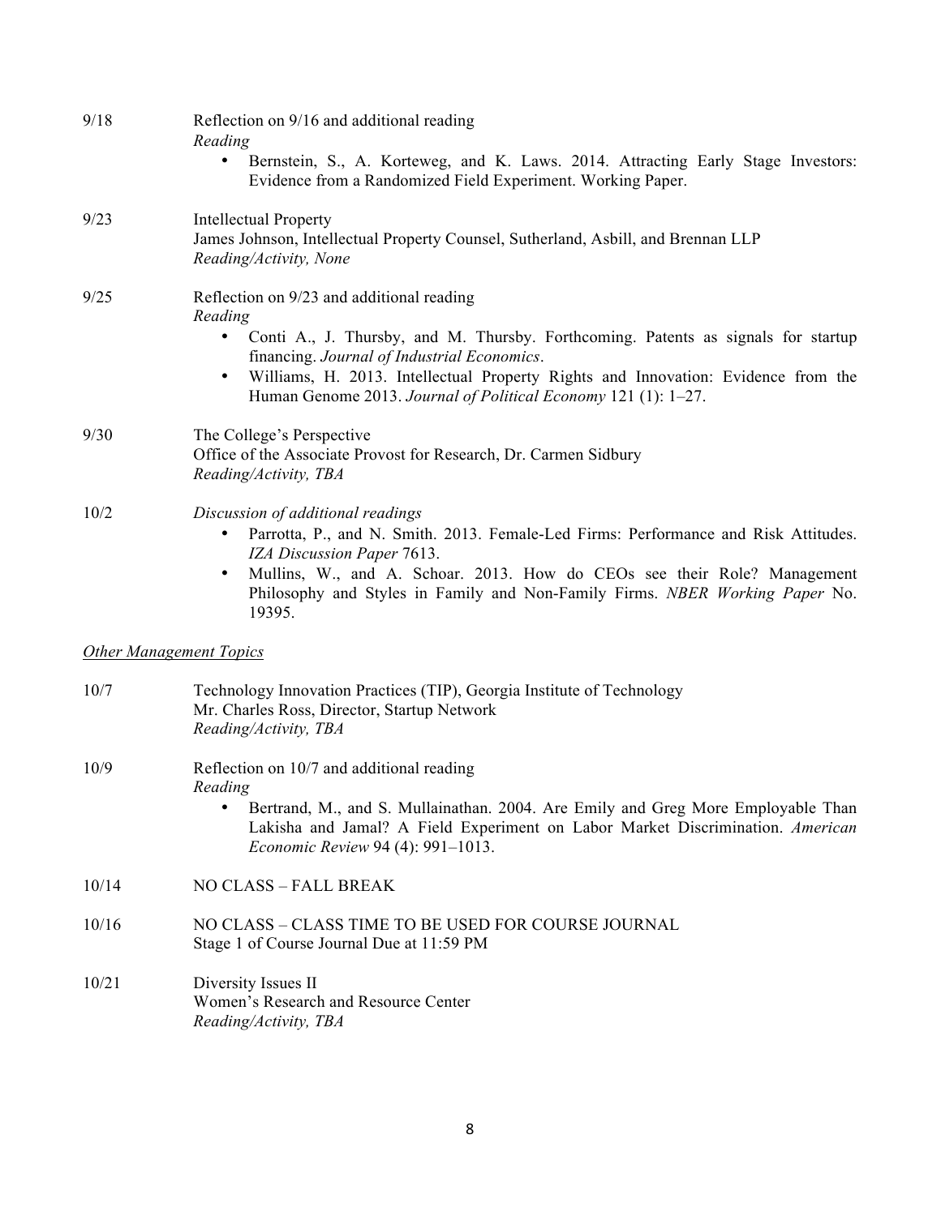**9/18** Reflection on 9/16 and additional reading

*Reading*

- Bernstein, S., A. Korteweg, and K. Laws. 2014. Attracting Early Stage Investors: Evidence from a Randomized Field Experiment. Working Paper.

**9/23** Intellectual Property

James Johnson, Intellectual Property Counsel, Sutherland, Asbill, and Brennan LLP

*Reading/Activity, None*

**9/25** Reflection on 9/23 and additional reading

*Reading*

- Conti A., J. Thursby, and M. Thursby. Forthcoming. Patents as signals for startup financing. *Journal of Industrial Economics*.
- Williams, H. 2013. Intellectual Property Rights and Innovation: Evidence from the Human Genome 2013. *Journal of Political Economy* 121 (1): 1–27.

**9/30** The College's Perspective

Office of the Associate Provost for Research, Dr. Carmen Sidbury

*Reading/Activity, TBA*

**10/2** *Discussion of additional readings*

- Parrotta, P., and N. Smith. 2013. Female-Led Firms: Performance and Risk Attitudes. *IZA Discussion Paper* 7613.
- Mullins, W., and A. Schoar. 2013. How do CEOs see their Role? Management Philosophy and Styles in Family and Non-Family Firms. *NBER Working Paper* No. 19395.

<u>*Other Management Topics*</u>

**10/7** Technology Innovation Practices (TIP), Georgia Institute of Technology

Mr. Charles Ross, Director, Startup Network

*Reading/Activity, TBA*

**10/9** Reflection on 10/7 and additional reading

*Reading*

- Bertrand, M., and S. Mullainathan. 2004. Are Emily and Greg More Employable Than Lakisha and Jamal? A Field Experiment on Labor Market Discrimination. *American Economic Review* 94 (4): 991–1013.

**10/14** NO CLASS – FALL BREAK

**10/16** NO CLASS – CLASS TIME TO BE USED FOR COURSE JOURNAL

Stage 1 of Course Journal Due at 11:59 PM

**10/21** Diversity Issues II

Women's Research and Resource Center

*Reading/Activity, TBA*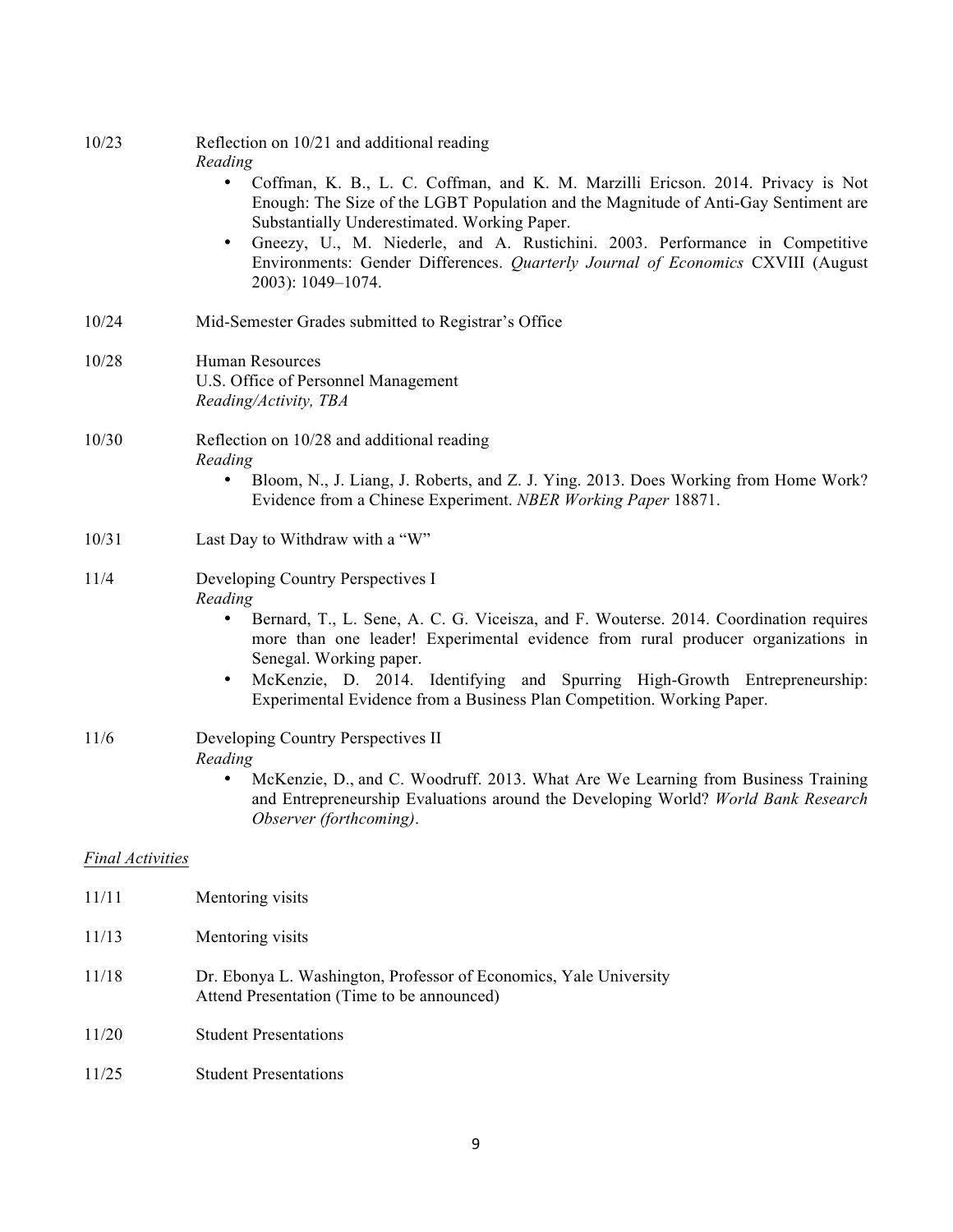10/23 Reflection on 10/21 and additional reading
*Reading*

- Coffman, K. B., L. C. Coffman, and K. M. Marzilli Ericson. 2014. Privacy is Not Enough: The Size of the LGBT Population and the Magnitude of Anti-Gay Sentiment are Substantially Underestimated. Working Paper.
- Gneezy, U., M. Niederle, and A. Rustichini. 2003. Performance in Competitive Environments: Gender Differences. *Quarterly Journal of Economics* CXVIII (August 2003): 1049–1074.

10/24 Mid-Semester Grades submitted to Registrar's Office

10/28 Human Resources
U.S. Office of Personnel Management
*Reading/Activity, TBA*

10/30 Reflection on 10/28 and additional reading
*Reading*

- Bloom, N., J. Liang, J. Roberts, and Z. J. Ying. 2013. Does Working from Home Work? Evidence from a Chinese Experiment. *NBER Working Paper* 18871.

10/31 Last Day to Withdraw with a "W"

11/4 Developing Country Perspectives I
*Reading*

- Bernard, T., L. Sene, A. C. G. Viceisza, and F. Wouterse. 2014. Coordination requires more than one leader! Experimental evidence from rural producer organizations in Senegal. Working paper.
- McKenzie, D. 2014. Identifying and Spurring High-Growth Entrepreneurship: Experimental Evidence from a Business Plan Competition. Working Paper.

11/6 Developing Country Perspectives II
*Reading*

- McKenzie, D., and C. Woodruff. 2013. What Are We Learning from Business Training and Entrepreneurship Evaluations around the Developing World? *World Bank Research Observer (forthcoming)*.

*Final Activities*

11/11 Mentoring visits

11/13 Mentoring visits

11/18 Dr. Ebonya L. Washington, Professor of Economics, Yale University
Attend Presentation (Time to be announced)

11/20 Student Presentations

11/25 Student Presentations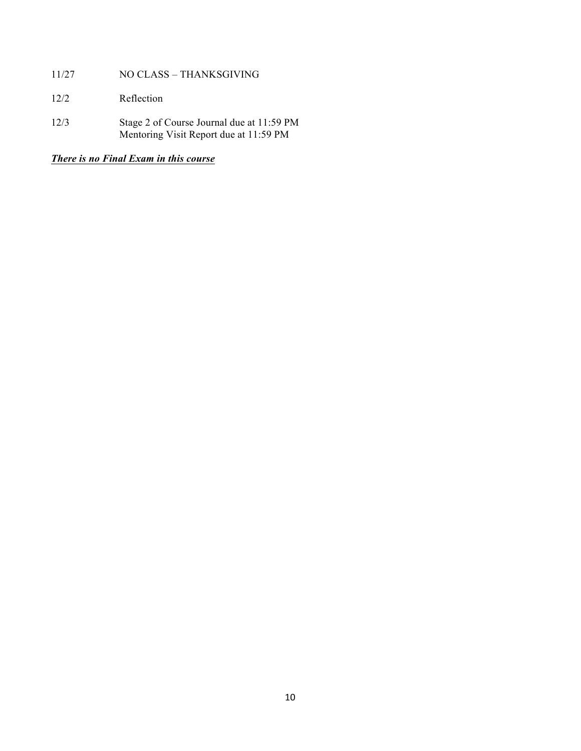| | |
|---|---|
| 11/27 | NO CLASS – THANKSGIVING |
| 12/2 | Reflection |
| 12/3 | Stage 2 of Course Journal due at 11:59 PM<br>Mentoring Visit Report due at 11:59 PM |

***<u>There is no Final Exam in this course</u>***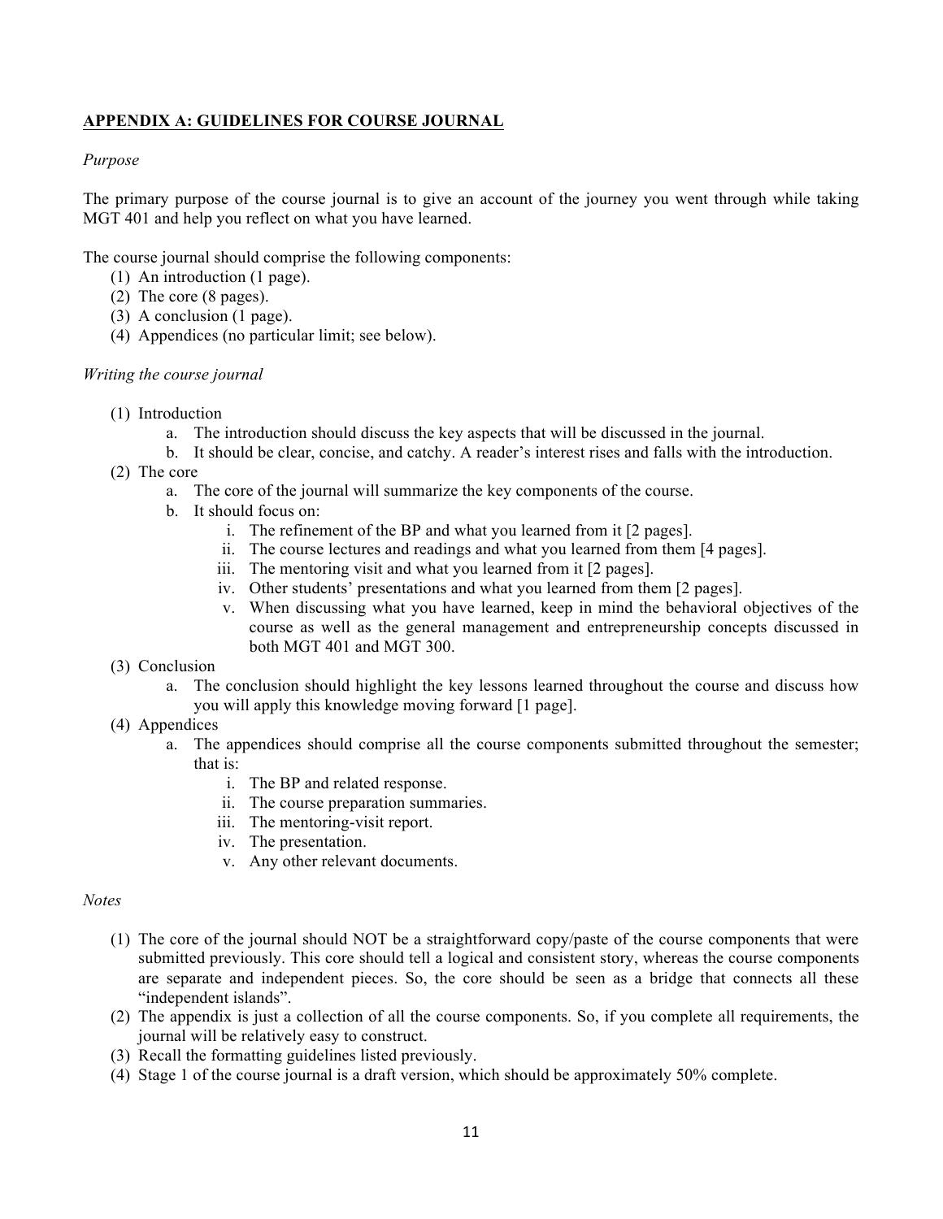## APPENDIX A: GUIDELINES FOR COURSE JOURNAL

*Purpose*

The primary purpose of the course journal is to give an account of the journey you went through while taking MGT 401 and help you reflect on what you have learned.

The course journal should comprise the following components:

1. An introduction (1 page).
2. The core (8 pages).
3. A conclusion (1 page).
4. Appendices (no particular limit; see below).

*Writing the course journal*

1. Introduction
    a. The introduction should discuss the key aspects that will be discussed in the journal.
    b. It should be clear, concise, and catchy. A reader's interest rises and falls with the introduction.
2. The core
    a. The core of the journal will summarize the key components of the course.
    b. It should focus on:
        i. The refinement of the BP and what you learned from it [2 pages].
        ii. The course lectures and readings and what you learned from them [4 pages].
        iii. The mentoring visit and what you learned from it [2 pages].
        iv. Other students' presentations and what you learned from them [2 pages].
        v. When discussing what you have learned, keep in mind the behavioral objectives of the course as well as the general management and entrepreneurship concepts discussed in both MGT 401 and MGT 300.
3. Conclusion
    a. The conclusion should highlight the key lessons learned throughout the course and discuss how you will apply this knowledge moving forward [1 page].
4. Appendices
    a. The appendices should comprise all the course components submitted throughout the semester; that is:
        i. The BP and related response.
        ii. The course preparation summaries.
        iii. The mentoring-visit report.
        iv. The presentation.
        v. Any other relevant documents.

*Notes*

1. The core of the journal should NOT be a straightforward copy/paste of the course components that were submitted previously. This core should tell a logical and consistent story, whereas the course components are separate and independent pieces. So, the core should be seen as a bridge that connects all these "independent islands".
2. The appendix is just a collection of all the course components. So, if you complete all requirements, the journal will be relatively easy to construct.
3. Recall the formatting guidelines listed previously.
4. Stage 1 of the course journal is a draft version, which should be approximately 50% complete.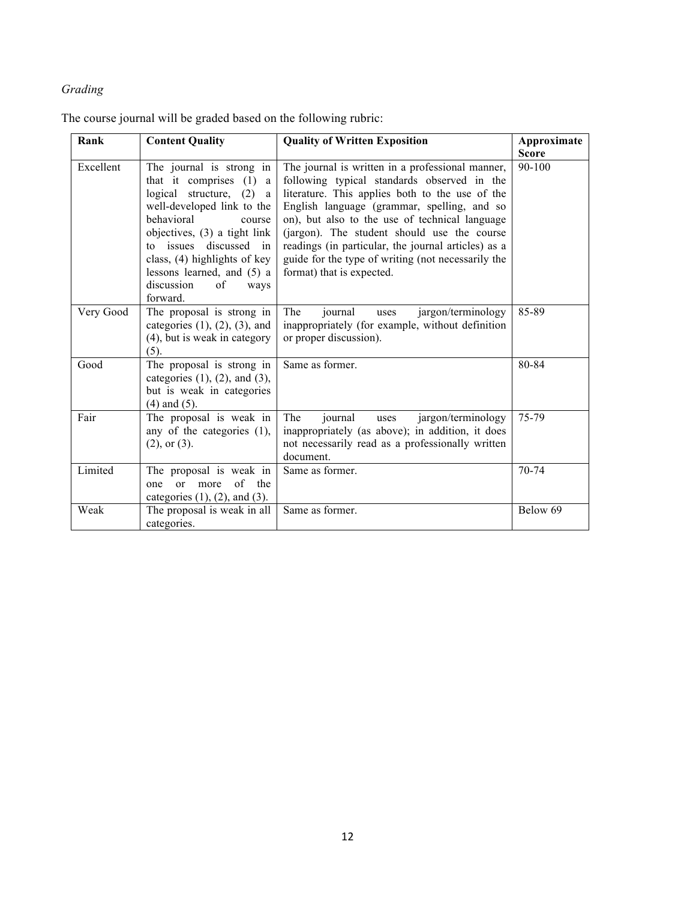*Grading*

The course journal will be graded based on the following rubric:

| Rank | Content Quality | Quality of Written Exposition | Approximate Score |
| --- | --- | --- | --- |
| Excellent | The journal is strong in that it comprises (1) a logical structure, (2) a well-developed link to the behavioral course objectives, (3) a tight link to issues discussed in class, (4) highlights of key lessons learned, and (5) a discussion of ways forward. | The journal is written in a professional manner, following typical standards observed in the literature. This applies both to the use of the English language (grammar, spelling, and so on), but also to the use of technical language (jargon). The student should use the course readings (in particular, the journal articles) as a guide for the type of writing (not necessarily the format) that is expected. | 90-100 |
| Very Good | The proposal is strong in categories (1), (2), (3), and (4), but is weak in category (5). | The journal uses jargon/terminology inappropriately (for example, without definition or proper discussion). | 85-89 |
| Good | The proposal is strong in categories (1), (2), and (3), but is weak in categories (4) and (5). | Same as former. | 80-84 |
| Fair | The proposal is weak in any of the categories (1), (2), or (3). | The journal uses jargon/terminology inappropriately (as above); in addition, it does not necessarily read as a professionally written document. | 75-79 |
| Limited | The proposal is weak in one or more of the categories (1), (2), and (3). | Same as former. | 70-74 |
| Weak | The proposal is weak in all categories. | Same as former. | Below 69 |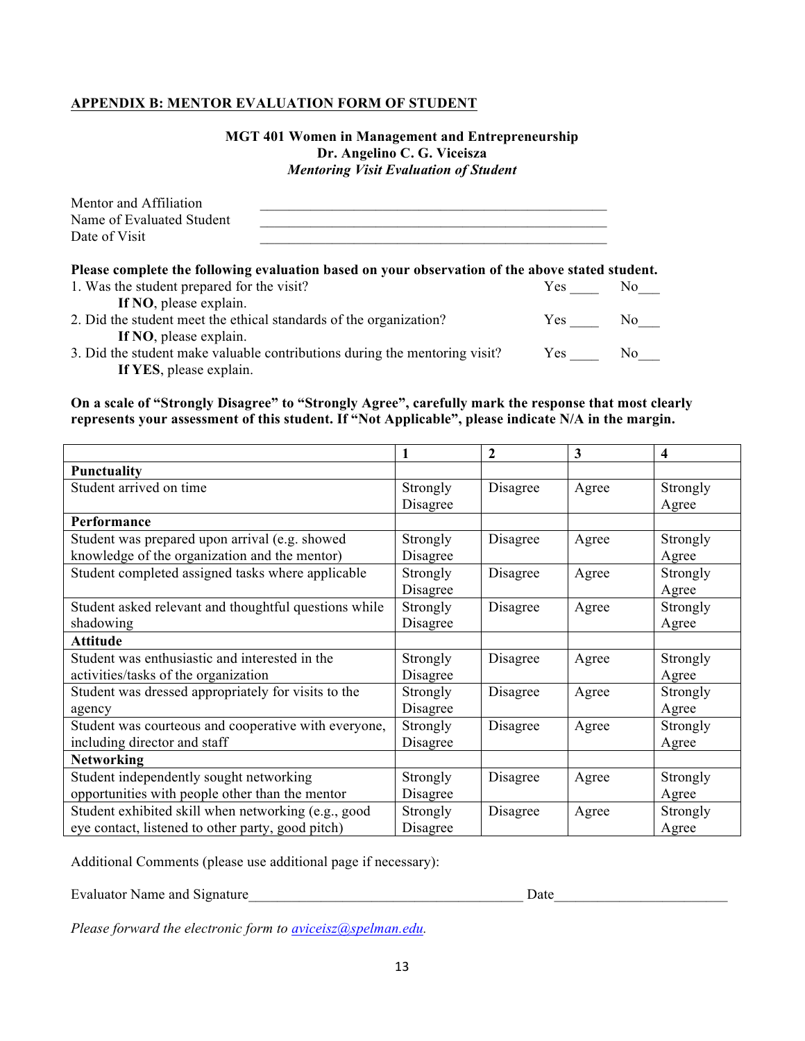## APPENDIX B: MENTOR EVALUATION FORM OF STUDENT

**MGT 401 Women in Management and Entrepreneurship**
**Dr. Angelino C. G. Viceisza**
***Mentoring Visit Evaluation of Student***

Mentor and Affiliation ____________________________________________
Name of Evaluated Student ____________________________________________
Date of Visit ____________________________________________

**Please complete the following evaluation based on your observation of the above stated student.**

1. Was the student prepared for the visit? Yes ____ No___
   **If NO**, please explain.
2. Did the student meet the ethical standards of the organization? Yes ____ No___
   **If NO**, please explain.
3. Did the student make valuable contributions during the mentoring visit? Yes ____ No___
   **If YES**, please explain.

**On a scale of "Strongly Disagree" to "Strongly Agree", carefully mark the response that most clearly represents your assessment of this student. If "Not Applicable", please indicate N/A in the margin.**

| | **1** | **2** | **3** | **4** |
|---|---|---|---|---|
| **Punctuality** | | | | |
| Student arrived on time | Strongly Disagree | Disagree | Agree | Strongly Agree |
| **Performance** | | | | |
| Student was prepared upon arrival (e.g. showed knowledge of the organization and the mentor) | Strongly Disagree | Disagree | Agree | Strongly Agree |
| Student completed assigned tasks where applicable | Strongly Disagree | Disagree | Agree | Strongly Agree |
| Student asked relevant and thoughtful questions while shadowing | Strongly Disagree | Disagree | Agree | Strongly Agree |
| **Attitude** | | | | |
| Student was enthusiastic and interested in the activities/tasks of the organization | Strongly Disagree | Disagree | Agree | Strongly Agree |
| Student was dressed appropriately for visits to the agency | Strongly Disagree | Disagree | Agree | Strongly Agree |
| Student was courteous and cooperative with everyone, including director and staff | Strongly Disagree | Disagree | Agree | Strongly Agree |
| **Networking** | | | | |
| Student independently sought networking opportunities with people other than the mentor | Strongly Disagree | Disagree | Agree | Strongly Agree |
| Student exhibited skill when networking (e.g., good eye contact, listened to other party, good pitch) | Strongly Disagree | Disagree | Agree | Strongly Agree |

Additional Comments (please use additional page if necessary):

Evaluator Name and Signature______________________________________ Date________________________

*Please forward the electronic form to aviceisz@spelman.edu.*